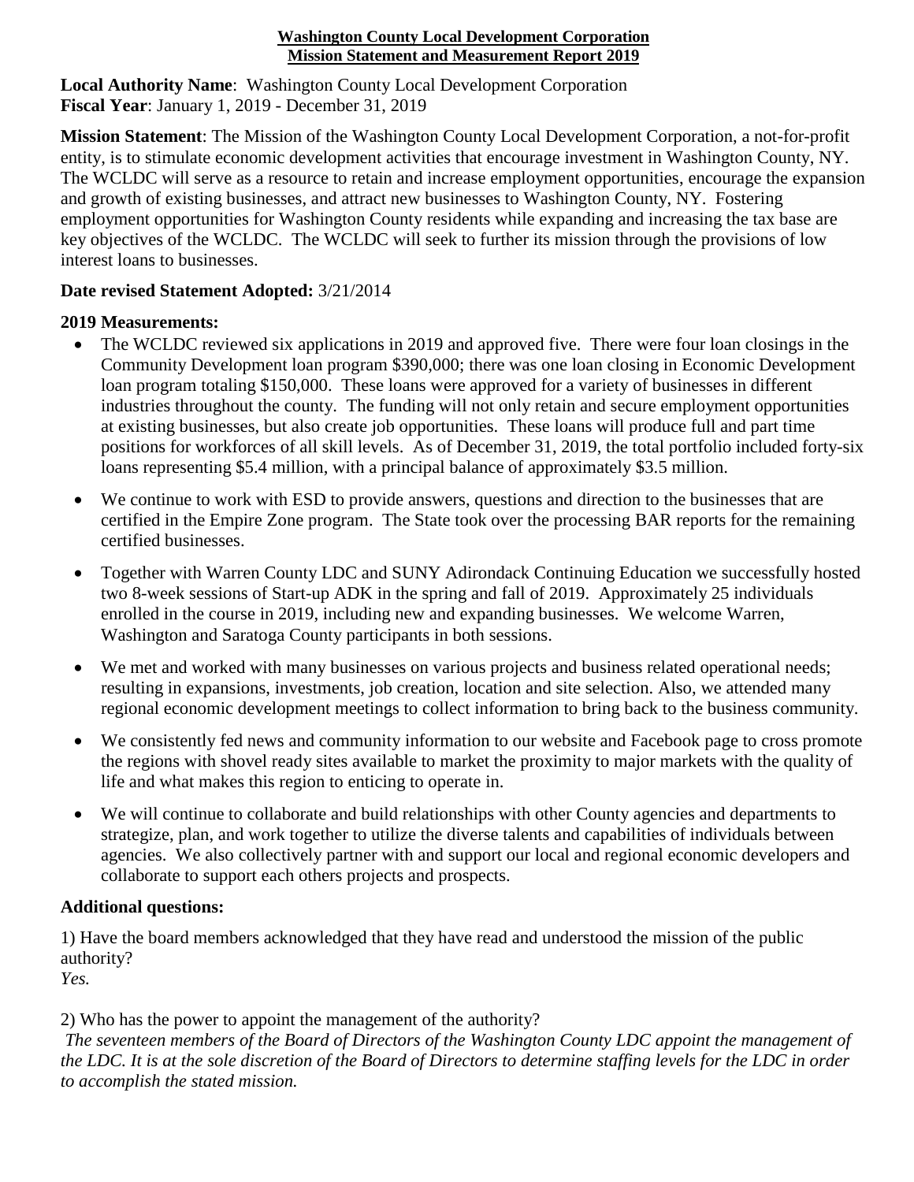**Washington County Local Development Corporation**
**Mission Statement and Measurement Report 2019**

**Local Authority Name**: Washington County Local Development Corporation
**Fiscal Year**: January 1, 2019 - December 31, 2019

**Mission Statement**: The Mission of the Washington County Local Development Corporation, a not-for-profit entity, is to stimulate economic development activities that encourage investment in Washington County, NY. The WCLDC will serve as a resource to retain and increase employment opportunities, encourage the expansion and growth of existing businesses, and attract new businesses to Washington County, NY. Fostering employment opportunities for Washington County residents while expanding and increasing the tax base are key objectives of the WCLDC. The WCLDC will seek to further its mission through the provisions of low interest loans to businesses.

**Date revised Statement Adopted:** 3/21/2014

**2019 Measurements:**

- The WCLDC reviewed six applications in 2019 and approved five. There were four loan closings in the Community Development loan program $390,000; there was one loan closing in Economic Development loan program totaling $150,000. These loans were approved for a variety of businesses in different industries throughout the county. The funding will not only retain and secure employment opportunities at existing businesses, but also create job opportunities. These loans will produce full and part time positions for workforces of all skill levels. As of December 31, 2019, the total portfolio included forty-six loans representing $5.4 million, with a principal balance of approximately $3.5 million.
- We continue to work with ESD to provide answers, questions and direction to the businesses that are certified in the Empire Zone program. The State took over the processing BAR reports for the remaining certified businesses.
- Together with Warren County LDC and SUNY Adirondack Continuing Education we successfully hosted two 8-week sessions of Start-up ADK in the spring and fall of 2019. Approximately 25 individuals enrolled in the course in 2019, including new and expanding businesses. We welcome Warren, Washington and Saratoga County participants in both sessions.
- We met and worked with many businesses on various projects and business related operational needs; resulting in expansions, investments, job creation, location and site selection. Also, we attended many regional economic development meetings to collect information to bring back to the business community.
- We consistently fed news and community information to our website and Facebook page to cross promote the regions with shovel ready sites available to market the proximity to major markets with the quality of life and what makes this region to enticing to operate in.
- We will continue to collaborate and build relationships with other County agencies and departments to strategize, plan, and work together to utilize the diverse talents and capabilities of individuals between agencies. We also collectively partner with and support our local and regional economic developers and collaborate to support each others projects and prospects.

**Additional questions:**

1) Have the board members acknowledged that they have read and understood the mission of the public authority?
*Yes.*

2) Who has the power to appoint the management of the authority?
*The seventeen members of the Board of Directors of the Washington County LDC appoint the management of the LDC. It is at the sole discretion of the Board of Directors to determine staffing levels for the LDC in order to accomplish the stated mission.*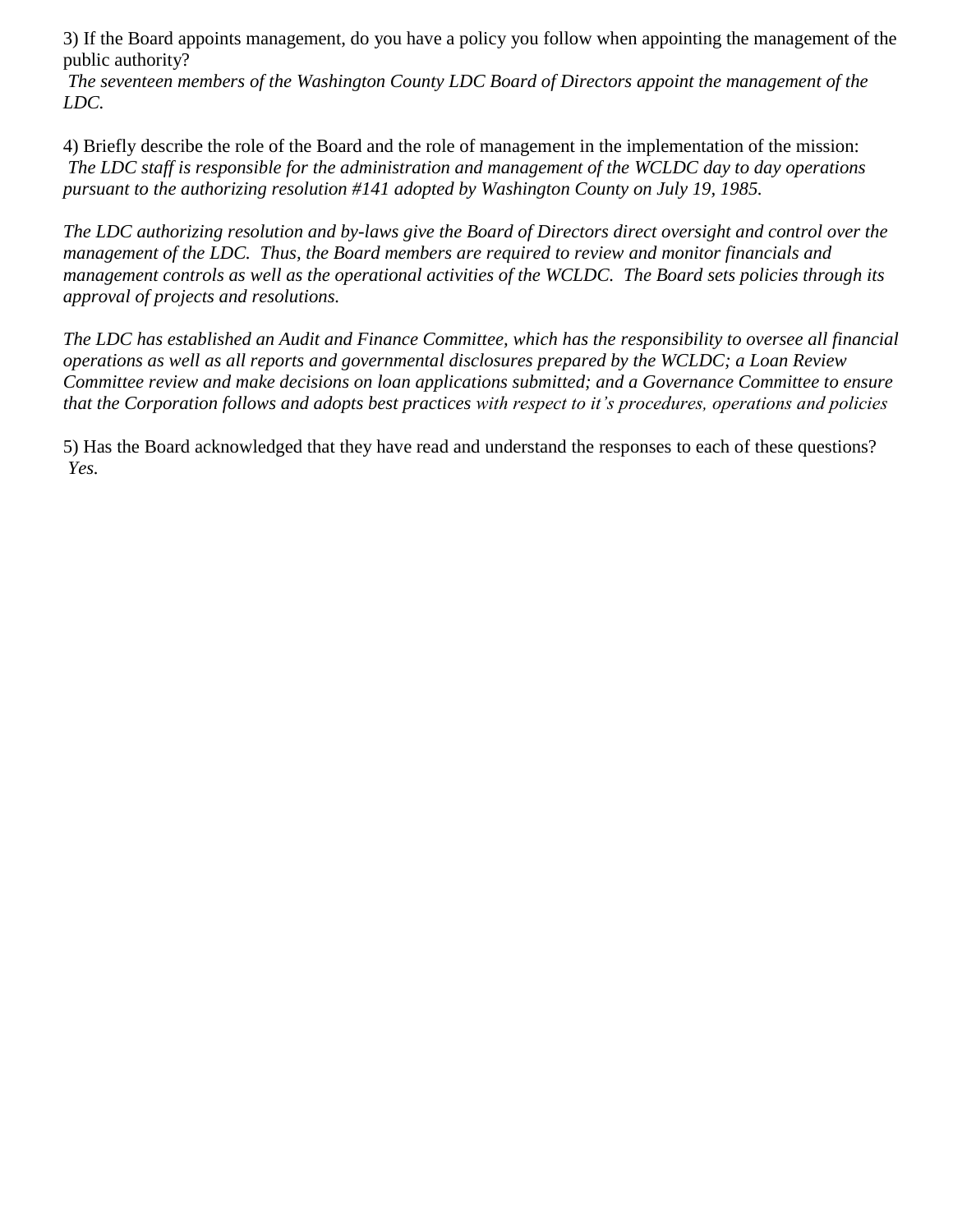3) If the Board appoints management, do you have a policy you follow when appointing the management of the public authority?
*The seventeen members of the Washington County LDC Board of Directors appoint the management of the LDC.*

4) Briefly describe the role of the Board and the role of management in the implementation of the mission:
*The LDC staff is responsible for the administration and management of the WCLDC day to day operations pursuant to the authorizing resolution #141 adopted by Washington County on July 19, 1985.*

*The LDC authorizing resolution and by-laws give the Board of Directors direct oversight and control over the management of the LDC. Thus, the Board members are required to review and monitor financials and management controls as well as the operational activities of the WCLDC. The Board sets policies through its approval of projects and resolutions.*

*The LDC has established an Audit and Finance Committee, which has the responsibility to oversee all financial operations as well as all reports and governmental disclosures prepared by the WCLDC; a Loan Review Committee review and make decisions on loan applications submitted; and a Governance Committee to ensure that the Corporation follows and adopts best practices with respect to it's procedures, operations and policies*

5) Has the Board acknowledged that they have read and understand the responses to each of these questions?
*Yes.*